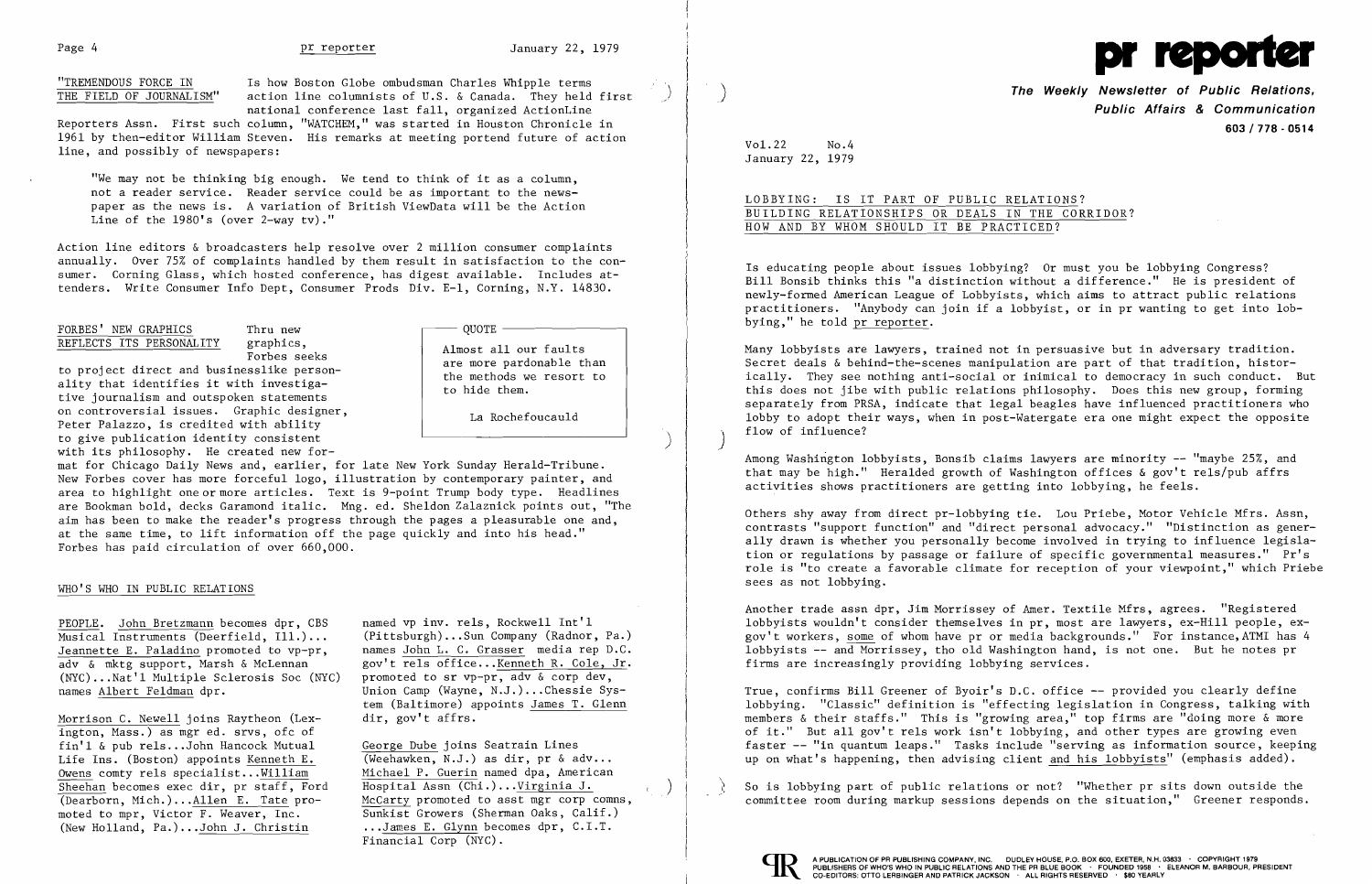"TREMENDOUS FORCE IN THE FIELD OF JOURNALISM" is how Boston Globe ombudsman Charles Whipple terms action line columnists of U.S. & Canada. They held first national conference last fall, organized ActionLine Reporters Assn. First such column, "WATCHEM," was started in Houston Chronicle in 1961 by then-editor William Steven. His remarks at meeting portend future of action line, and possibly of newspapers:

> "We may not be thinking big enough. We tend to think of it as a column, not a reader service. Reader service could be as important to the newspaper as the news is. A variation of British ViewData will be the Action Line of the 1980's (over 2-way tv)."

Action line editors & broadcasters help resolve over 2 million consumer complaints annually. Over 75% of complaints handled by them result in satisfaction to the consumer. Corning Glass, which hosted conference, has digest available. Includes attenders. Write Consumer Info Dept, Consumer Prods Div. E-1, Corning, N.Y. 14830.

FORBES' NEW GRAPHICS REFLECTS ITS PERSONALITY Thru new graphics, Forbes seeks to project direct and businesslike personality that identifies it with investigative journalism and outspoken statements on controversial issues. Graphic designer, Peter Palazzo, is credited with ability to give publication identity consistent with its philosophy. He created new format for Chicago Daily News and, earlier, for late New York Sunday Herald-Tribune. New Forbes cover has more forceful logo, illustration by contemporary painter, and area to highlight one or more articles. Text is 9-point Trump body type. Headlines are Bookman bold, decks Garamond italic. Mng. ed. Sheldon Zalaznick points out, "The aim has been to make the reader's progress through the pages a pleasurable one and, at the same time, to lift information off the page quickly and into his head." Forbes has paid circulation of over 660,000.

> QUOTE
>
> Almost all our faults are more pardonable than the methods we resort to to hide them.
>
> La Rochefoucauld

## WHO'S WHO IN PUBLIC RELATIONS

PEOPLE. John Bretzmann becomes dpr, CBS Musical Instruments (Deerfield, Ill.)... Jeannette E. Paladino promoted to vp-pr, adv & mktg support, Marsh & McLennan (NYC)...Nat'l Multiple Sclerosis Soc (NYC) names Albert Feldman dpr.

Morrison C. Newell joins Raytheon (Lexington, Mass.) as mgr ed. srvs, ofc of fin'l & pub rels...John Hancock Mutual Life Ins. (Boston) appoints Kenneth E. Owens comty rels specialist...William Sheehan becomes exec dir, pr staff, Ford (Dearborn, Mich.)...Allen E. Tate promoted to mpr, Victor F. Weaver, Inc. (New Holland, Pa.)...John J. Christin named vp inv. rels, Rockwell Int'l (Pittsburgh)...Sun Company (Radnor, Pa.) names John L. C. Grasser media rep D.C. gov't rels office...Kenneth R. Cole, Jr. promoted to sr vp-pr, adv & corp dev, Union Camp (Wayne, N.J.)...Chessie System (Baltimore) appoints James T. Glenn dir, gov't affrs.

George Dube joins Seatrain Lines (Weehawken, N.J.) as dir, pr & adv... Michael P. Guerin named dpa, American Hospital Assn (Chi.)...Virginia J. McCarty promoted to asst mgr corp comns, Sunkist Growers (Sherman Oaks, Calif.) ...James E. Glynn becomes dpr, C.I.T. Financial Corp (NYC).

# pr reporter

**The Weekly Newsletter of Public Relations, Public Affairs & Communication**

603 / 778 - 0514

Vol.22 No.4
January 22, 1979

## LOBBYING: IS IT PART OF PUBLIC RELATIONS? BUILDING RELATIONSHIPS OR DEALS IN THE CORRIDOR? HOW AND BY WHOM SHOULD IT BE PRACTICED?

Is educating people about issues lobbying? Or must you be lobbying Congress? Bill Bonsib thinks this "a distinction without a difference." He is president of newly-formed American League of Lobbyists, which aims to attract public relations practitioners. "Anybody can join if a lobbyist, or in pr wanting to get into lobbying," he told pr reporter.

Many lobbyists are lawyers, trained not in persuasive but in adversary tradition. Secret deals & behind-the-scenes manipulation are part of that tradition, historically. They see nothing anti-social or inimical to democracy in such conduct. But this does not jibe with public relations philosophy. Does this new group, forming separately from PRSA, indicate that legal beagles have influenced practitioners who lobby to adopt their ways, when in post-Watergate era one might expect the opposite flow of influence?

Among Washington lobbyists, Bonsib claims lawyers are minority -- "maybe 25%, and that may be high." Heralded growth of Washington offices & gov't rels/pub affrs activities shows practitioners are getting into lobbying, he feels.

Others shy away from direct pr-lobbying tie. Lou Priebe, Motor Vehicle Mfrs. Assn, contrasts "support function" and "direct personal advocacy." "Distinction as generally drawn is whether you personally become involved in trying to influence legislation or regulations by passage or failure of specific governmental measures." Pr's role is "to create a favorable climate for reception of your viewpoint," which Priebe sees as not lobbying.

Another trade assn dpr, Jim Morrissey of Amer. Textile Mfrs, agrees. "Registered lobbyists wouldn't consider themselves in pr, most are lawyers, ex-Hill people, ex-gov't workers, some of whom have pr or media backgrounds." For instance, ATMI has 4 lobbyists -- and Morrissey, tho old Washington hand, is not one. But he notes pr firms are increasingly providing lobbying services.

True, confirms Bill Greener of Byoir's D.C. office -- provided you clearly define lobbying. "Classic" definition is "effecting legislation in Congress, talking with members & their staffs." This is "growing area," top firms are "doing more & more of it." But all gov't rels work isn't lobbying, and other types are growing even faster -- "in quantum leaps." Tasks include "serving as information source, keeping up on what's happening, then advising client and his lobbyists" (emphasis added).

So is lobbying part of public relations or not? "Whether pr sits down outside the committee room during markup sessions depends on the situation," Greener responds.

A PUBLICATION OF PR PUBLISHING COMPANY, INC. DUDLEY HOUSE, P.O. BOX 600, EXETER, N.H. 03833 · COPYRIGHT 1979 PUBLISHERS OF WHO'S WHO IN PUBLIC RELATIONS AND THE PR BLUE BOOK · FOUNDED 1958 · ELEANOR M. BARBOUR, PRESIDENT CO-EDITORS: OTTO LERBINGER AND PATRICK JACKSON · ALL RIGHTS RESERVED · $80 YEARLY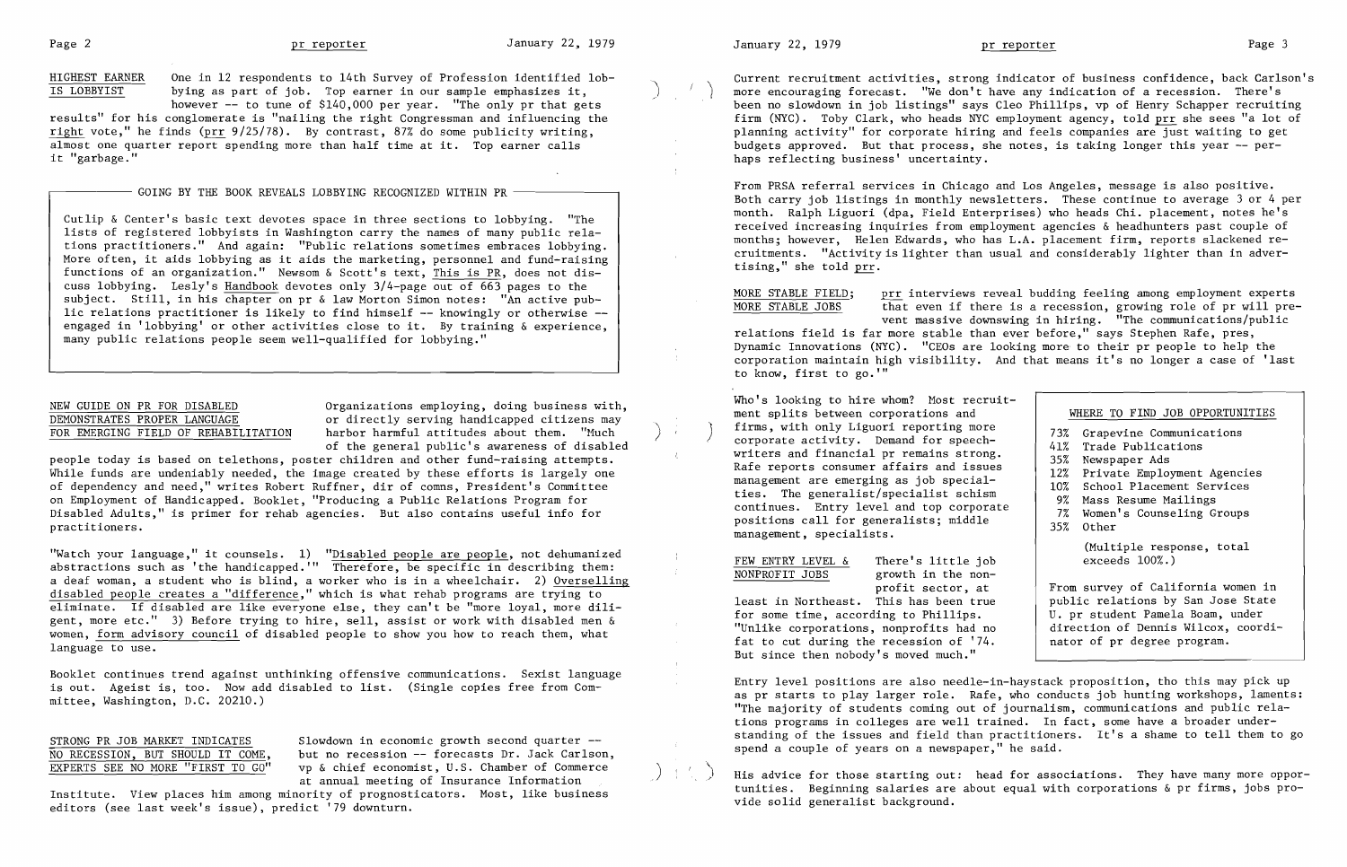## HIGHEST EARNER IS LOBBYIST

One in 12 respondents to 14th Survey of Profession identified lobbying as part of job. Top earner in our sample emphasizes it, however -- to tune of $140,000 per year. "The only pr that gets results" for his conglomerate is "nailing the right Congressman and influencing the right vote," he finds (prr 9/25/78). By contrast, 87% do some publicity writing, almost one quarter report spending more than half time at it. Top earner calls it "garbage."

### GOING BY THE BOOK REVEALS LOBBYING RECOGNIZED WITHIN PR

Cutlip & Center's basic text devotes space in three sections to lobbying. "The lists of registered lobbyists in Washington carry the names of many public relations practitioners." And again: "Public relations sometimes embraces lobbying. More often, it aids lobbying as it aids the marketing, personnel and fund-raising functions of an organization." Newsom & Scott's text, This is PR, does not discuss lobbying. Lesly's Handbook devotes only 3/4-page out of 663 pages to the subject. Still, in his chapter on pr & law Morton Simon notes: "An active public relations practitioner is likely to find himself -- knowingly or otherwise -- engaged in 'lobbying' or other activities close to it. By training & experience, many public relations people seem well-qualified for lobbying."

## NEW GUIDE ON PR FOR DISABLED DEMONSTRATES PROPER LANGUAGE FOR EMERGING FIELD OF REHABILITATION

Organizations employing, doing business with, or directly serving handicapped citizens may harbor harmful attitudes about them. "Much of the general public's awareness of disabled people today is based on telethons, poster children and other fund-raising attempts. While funds are undeniably needed, the image created by these efforts is largely one of dependency and need," writes Robert Ruffner, dir of comns, President's Committee on Employment of Handicapped. Booklet, "Producing a Public Relations Program for Disabled Adults," is primer for rehab agencies. But also contains useful info for practitioners.

"Watch your language," it counsels. 1) "Disabled people are people, not dehumanized abstractions such as 'the handicapped.'" Therefore, be specific in describing them: a deaf woman, a student who is blind, a worker who is in a wheelchair. 2) Overselling disabled people creates a "difference," which is what rehab programs are trying to eliminate. If disabled are like everyone else, they can't be "more loyal, more diligent, more etc." 3) Before trying to hire, sell, assist or work with disabled men & women, form advisory council of disabled people to show you how to reach them, what language to use.

Booklet continues trend against unthinking offensive communications. Sexist language is out. Ageist is, too. Now add disabled to list. (Single copies free from Committee, Washington, D.C. 20210.)

## STRONG PR JOB MARKET INDICATES NO RECESSION, BUT SHOULD IT COME, EXPERTS SEE NO MORE "FIRST TO GO"

Slowdown in economic growth second quarter -- but no recession -- forecasts Dr. Jack Carlson, vp & chief economist, U.S. Chamber of Commerce at annual meeting of Insurance Information Institute. View places him among minority of prognosticators. Most, like business editors (see last week's issue), predict '79 downturn.

Current recruitment activities, strong indicator of business confidence, back Carlson's more encouraging forecast. "We don't have any indication of a recession. There's been no slowdown in job listings" says Cleo Phillips, vp of Henry Schapper recruiting firm (NYC). Toby Clark, who heads NYC employment agency, told prr she sees "a lot of planning activity" for corporate hiring and feels companies are just waiting to get budgets approved. But that process, she notes, is taking longer this year -- perhaps reflecting business' uncertainty.

From PRSA referral services in Chicago and Los Angeles, message is also positive. Both carry job listings in monthly newsletters. These continue to average 3 or 4 per month. Ralph Liguori (dpa, Field Enterprises) who heads Chi. placement, notes he's received increasing inquiries from employment agencies & headhunters past couple of months; however, Helen Edwards, who has L.A. placement firm, reports slackened recruitments. "Activity is lighter than usual and considerably lighter than in advertising," she told prr.

### MORE STABLE FIELD; MORE STABLE JOBS

prr interviews reveal budding feeling among employment experts that even if there is a recession, growing role of pr will prevent massive downsizing in hiring. "The communications/public relations field is far more stable than ever before," says Stephen Rafe, pres, Dynamic Innovations (NYC). "CEOs are looking more to their pr people to help the corporation maintain high visibility. And that means it's no longer a case of 'last to know, first to go.'"

Who's looking to hire whom? Most recruitment splits between corporations and firms, with only Liguori reporting more corporate activity. Demand for speechwriters and financial pr remains strong. Rafe reports consumer affairs and issues management are emerging as job specialties. The generalist/specialist schism continues. Entry level and top corporate positions call for generalists; middle management, specialists.

### FEW ENTRY LEVEL & NONPROFIT JOBS

There's little job growth in the nonprofit sector, at least in Northeast. This has been true for some time, according to Phillips. "Unlike corporations, nonprofits had no fat to cut during the recession of '74. But since then nobody's moved much."

### WHERE TO FIND JOB OPPORTUNITIES

- 73% Grapevine Communications
- 41% Trade Publications
- 35% Newspaper Ads
- 12% Private Employment Agencies
- 10% School Placement Services
- 9% Mass Resume Mailings
- 7% Women's Counseling Groups
- 35% Other

(Multiple response, total exceeds 100%.)

From survey of California women in public relations by San Jose State U. pr student Pamela Boam, under direction of Dennis Wilcox, coordinator of pr degree program.

Entry level positions are also needle-in-haystack proposition, tho this may pick up as pr starts to play larger role. Rafe, who conducts job hunting workshops, laments: "The majority of students coming out of journalism, communications and public relations programs in colleges are well trained. In fact, some have a broader understanding of the issues and field than practitioners. It's a shame to tell them to go spend a couple of years on a newspaper," he said.

His advice for those starting out: head for associations. They have many more opportunities. Beginning salaries are about equal with corporations & pr firms, jobs provide solid generalist background.